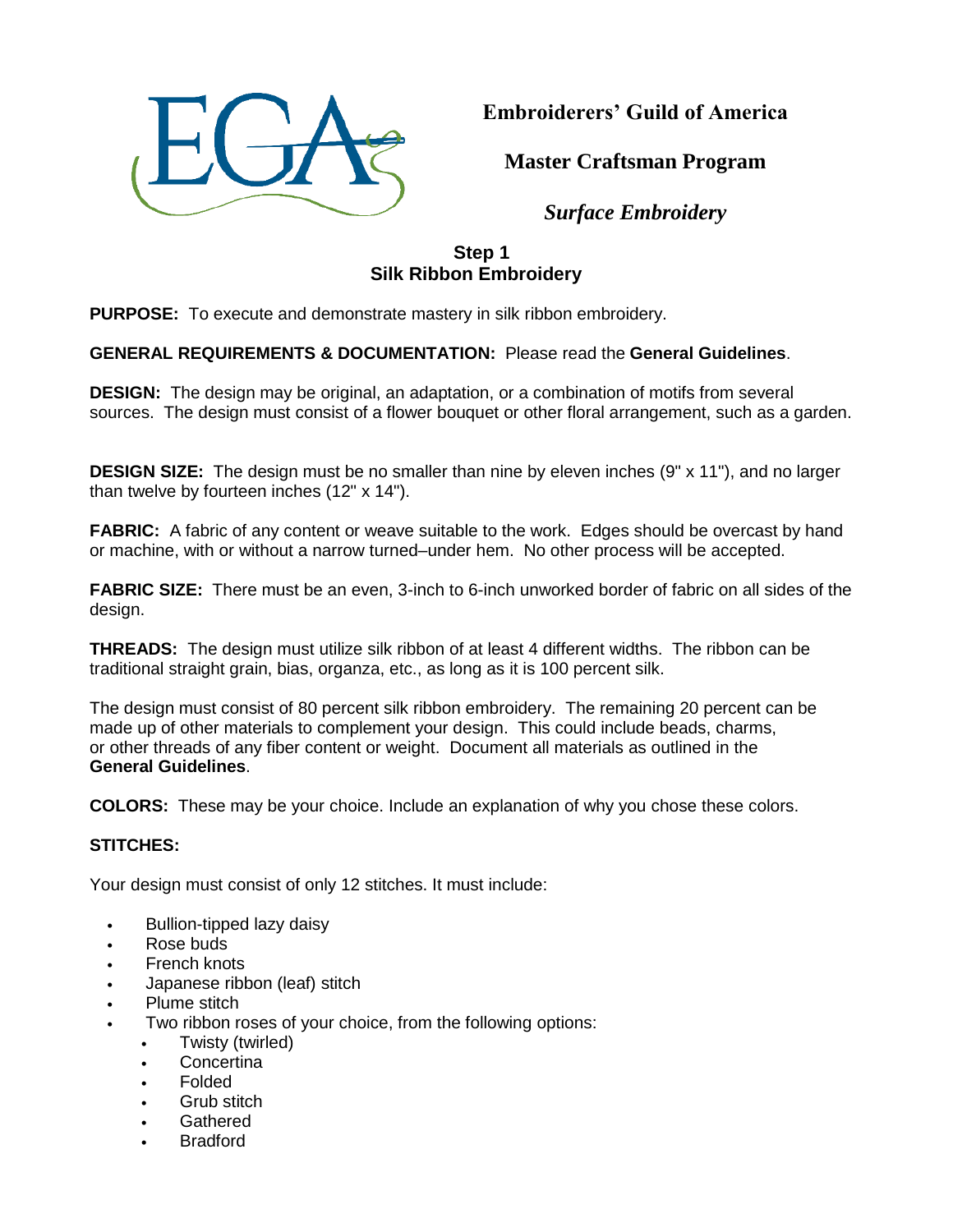# Embroiderers' Guild of America

## Master Craftsman Program

### *Surface Embroidery*

**Step 1**
**Silk Ribbon Embroidery**

**PURPOSE:** To execute and demonstrate mastery in silk ribbon embroidery.

**GENERAL REQUIREMENTS & DOCUMENTATION:** Please read the **General Guidelines**.

**DESIGN:** The design may be original, an adaptation, or a combination of motifs from several sources. The design must consist of a flower bouquet or other floral arrangement, such as a garden.

**DESIGN SIZE:** The design must be no smaller than nine by eleven inches (9" x 11"), and no larger than twelve by fourteen inches (12" x 14").

**FABRIC:** A fabric of any content or weave suitable to the work. Edges should be overcast by hand or machine, with or without a narrow turned–under hem. No other process will be accepted.

**FABRIC SIZE:** There must be an even, 3-inch to 6-inch unworked border of fabric on all sides of the design.

**THREADS:** The design must utilize silk ribbon of at least 4 different widths. The ribbon can be traditional straight grain, bias, organza, etc., as long as it is 100 percent silk.

The design must consist of 80 percent silk ribbon embroidery. The remaining 20 percent can be made up of other materials to complement your design. This could include beads, charms, or other threads of any fiber content or weight. Document all materials as outlined in the **General Guidelines**.

**COLORS:** These may be your choice. Include an explanation of why you chose these colors.

**STITCHES:**

Your design must consist of only 12 stitches. It must include:

- Bullion-tipped lazy daisy
- Rose buds
- French knots
- Japanese ribbon (leaf) stitch
- Plume stitch
- Two ribbon roses of your choice, from the following options:
  - Twisty (twirled)
  - Concertina
  - Folded
  - Grub stitch
  - Gathered
  - Bradford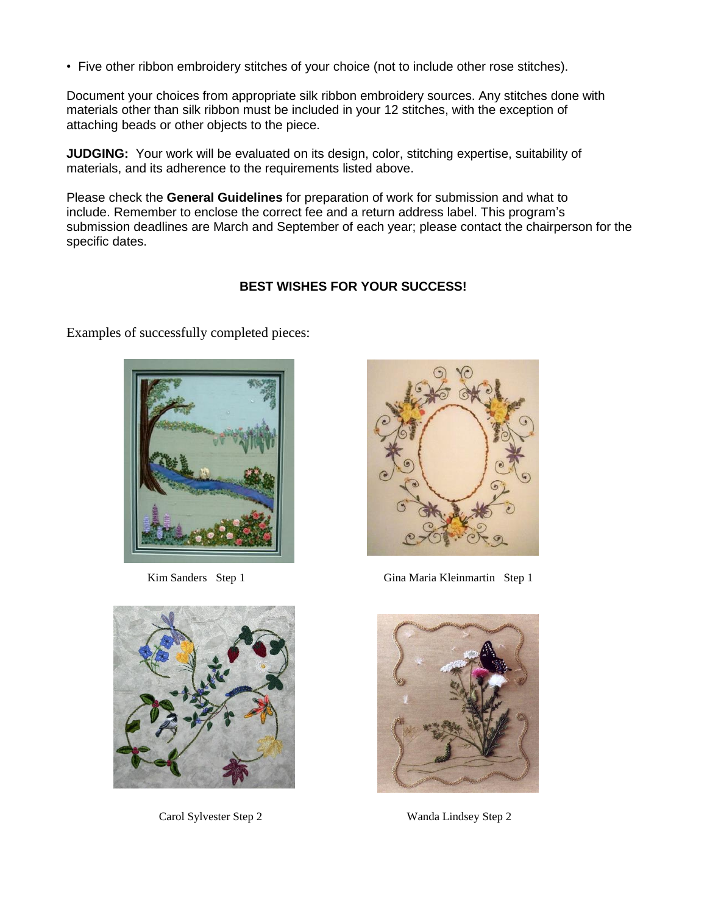- Five other ribbon embroidery stitches of your choice (not to include other rose stitches).

Document your choices from appropriate silk ribbon embroidery sources. Any stitches done with materials other than silk ribbon must be included in your 12 stitches, with the exception of attaching beads or other objects to the piece.

**JUDGING:** Your work will be evaluated on its design, color, stitching expertise, suitability of materials, and its adherence to the requirements listed above.

Please check the **General Guidelines** for preparation of work for submission and what to include. Remember to enclose the correct fee and a return address label. This program's submission deadlines are March and September of each year; please contact the chairperson for the specific dates.

**BEST WISHES FOR YOUR SUCCESS!**

Examples of successfully completed pieces:

Kim Sanders Step 1

Gina Maria Kleinmartin Step 1

Carol Sylvester Step 2

Wanda Lindsey Step 2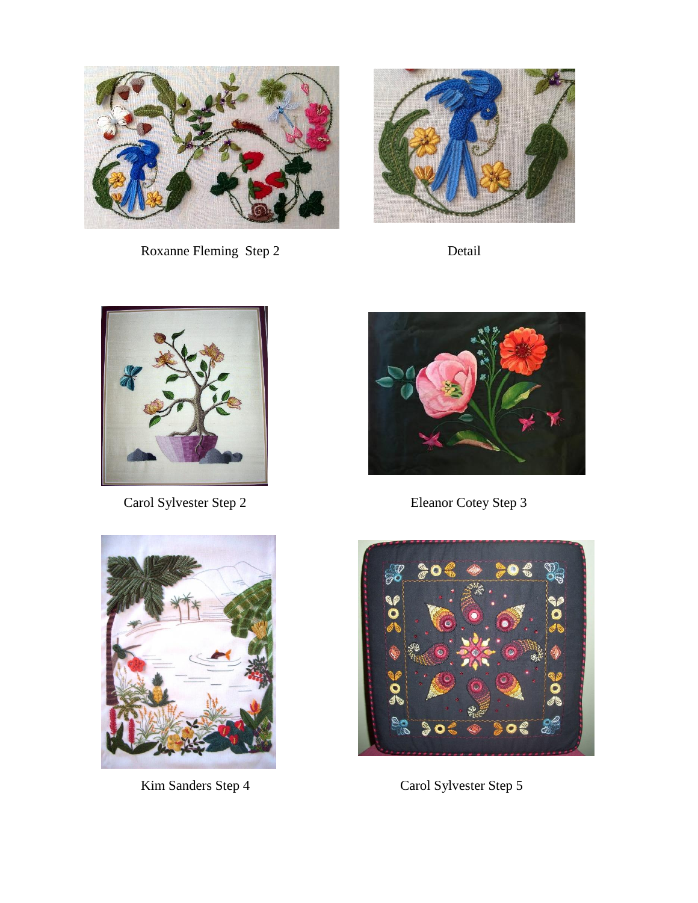Roxanne Fleming Step 2

Detail

Carol Sylvester Step 2

Eleanor Cotey Step 3

Kim Sanders Step 4

Carol Sylvester Step 5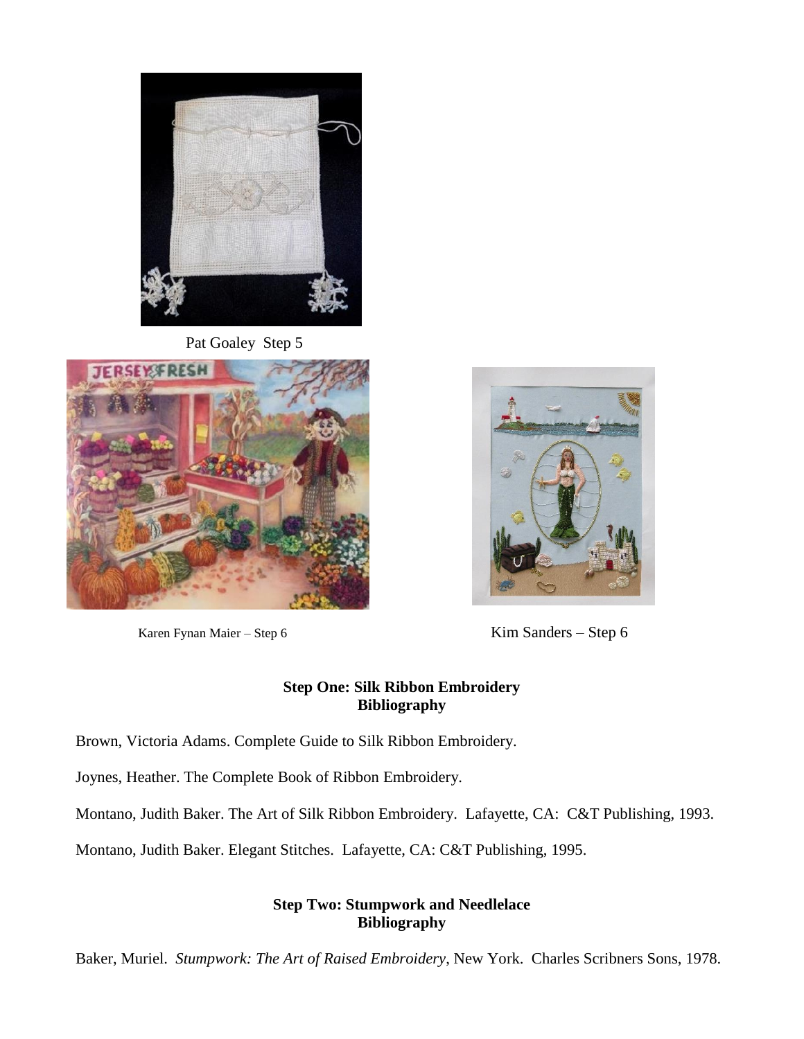Pat Goaley Step 5

Karen Fynan Maier – Step 6

Kim Sanders – Step 6

**Step One: Silk Ribbon Embroidery**
**Bibliography**

Brown, Victoria Adams. Complete Guide to Silk Ribbon Embroidery.

Joynes, Heather. The Complete Book of Ribbon Embroidery.

Montano, Judith Baker. The Art of Silk Ribbon Embroidery. Lafayette, CA: C&T Publishing, 1993.

Montano, Judith Baker. Elegant Stitches. Lafayette, CA: C&T Publishing, 1995.

**Step Two: Stumpwork and Needlelace**
**Bibliography**

Baker, Muriel. *Stumpwork: The Art of Raised Embroidery*, New York. Charles Scribners Sons, 1978.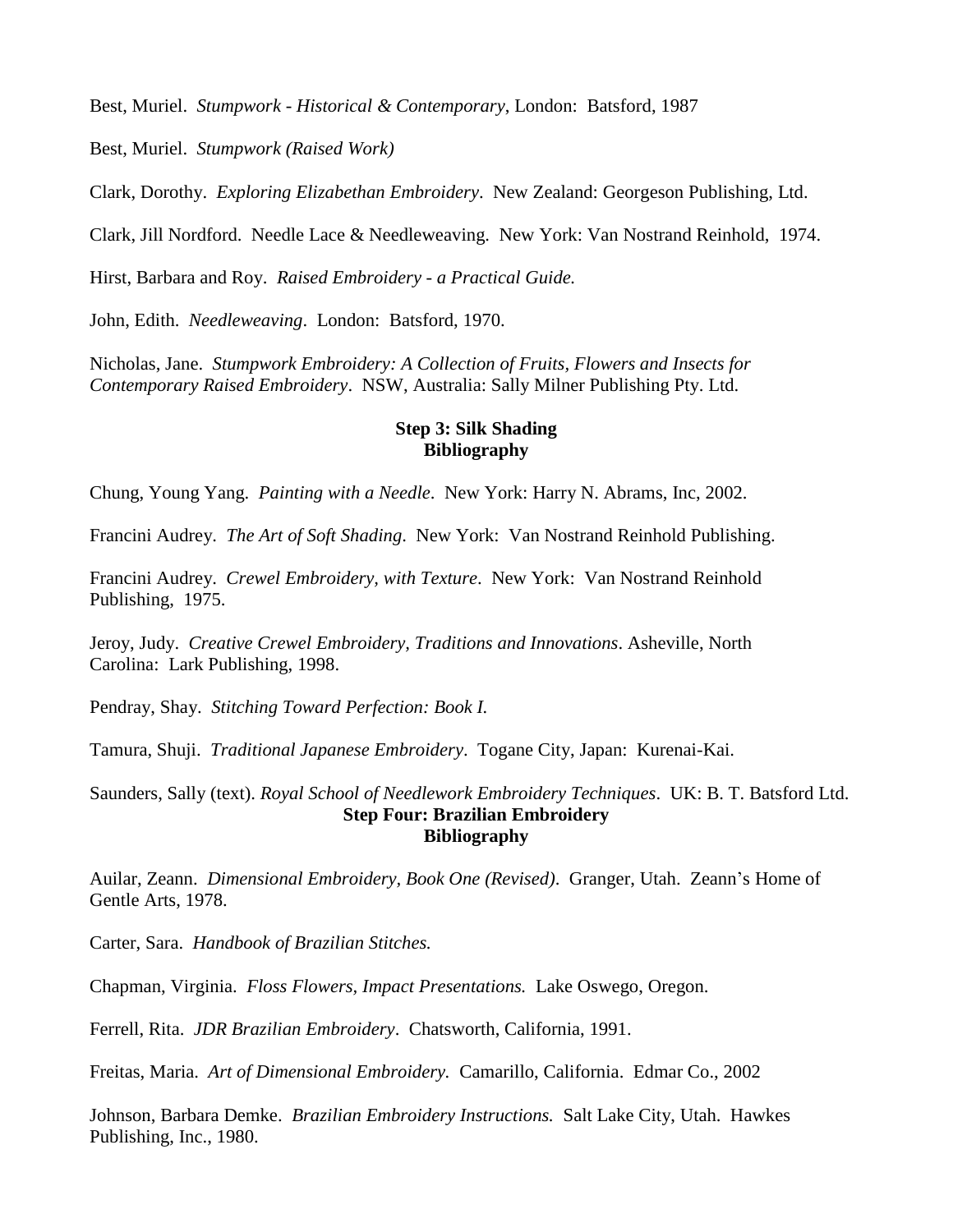Best, Muriel. *Stumpwork - Historical & Contemporary*, London: Batsford, 1987

Best, Muriel. *Stumpwork (Raised Work)*

Clark, Dorothy. *Exploring Elizabethan Embroidery*. New Zealand: Georgeson Publishing, Ltd.

Clark, Jill Nordford. Needle Lace & Needleweaving. New York: Van Nostrand Reinhold, 1974.

Hirst, Barbara and Roy. *Raised Embroidery - a Practical Guide.*

John, Edith. *Needleweaving*. London: Batsford, 1970.

Nicholas, Jane. *Stumpwork Embroidery: A Collection of Fruits, Flowers and Insects for Contemporary Raised Embroidery*. NSW, Australia: Sally Milner Publishing Pty. Ltd.

## Step 3: Silk Shading
## Bibliography

Chung, Young Yang. *Painting with a Needle*. New York: Harry N. Abrams, Inc, 2002.

Francini Audrey. *The Art of Soft Shading*. New York: Van Nostrand Reinhold Publishing.

Francini Audrey. *Crewel Embroidery, with Texture*. New York: Van Nostrand Reinhold Publishing, 1975.

Jeroy, Judy. *Creative Crewel Embroidery, Traditions and Innovations*. Asheville, North Carolina: Lark Publishing, 1998.

Pendray, Shay. *Stitching Toward Perfection: Book I.*

Tamura, Shuji. *Traditional Japanese Embroidery*. Togane City, Japan: Kurenai-Kai.

Saunders, Sally (text). *Royal School of Needlework Embroidery Techniques*. UK: B. T. Batsford Ltd.

## Step Four: Brazilian Embroidery
## Bibliography

Auilar, Zeann. *Dimensional Embroidery, Book One (Revised)*. Granger, Utah. Zeann's Home of Gentle Arts, 1978.

Carter, Sara. *Handbook of Brazilian Stitches.*

Chapman, Virginia. *Floss Flowers, Impact Presentations.* Lake Oswego, Oregon.

Ferrell, Rita. *JDR Brazilian Embroidery*. Chatsworth, California, 1991.

Freitas, Maria. *Art of Dimensional Embroidery.* Camarillo, California. Edmar Co., 2002

Johnson, Barbara Demke. *Brazilian Embroidery Instructions.* Salt Lake City, Utah. Hawkes Publishing, Inc., 1980.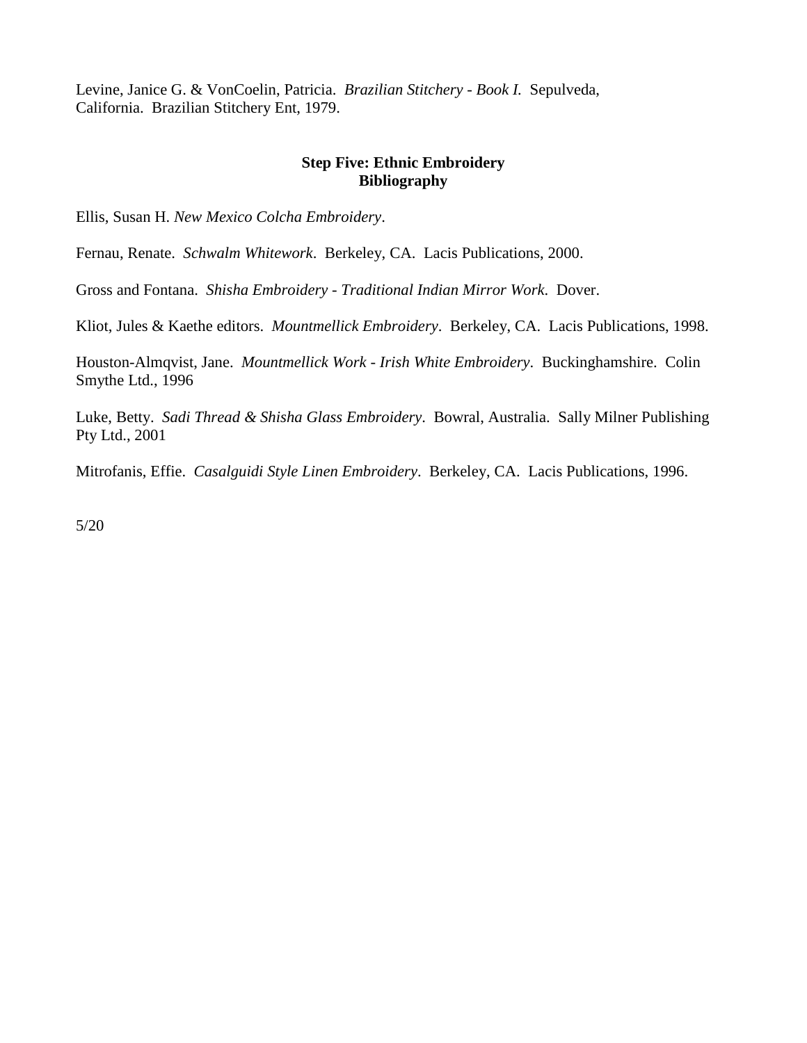Levine, Janice G. & VonCoelin, Patricia. *Brazilian Stitchery - Book I.* Sepulveda, California. Brazilian Stitchery Ent, 1979.

**Step Five: Ethnic Embroidery**
**Bibliography**

Ellis, Susan H. *New Mexico Colcha Embroidery*.

Fernau, Renate. *Schwalm Whitework*. Berkeley, CA. Lacis Publications, 2000.

Gross and Fontana. *Shisha Embroidery - Traditional Indian Mirror Work*. Dover.

Kliot, Jules & Kaethe editors. *Mountmellick Embroidery*. Berkeley, CA. Lacis Publications, 1998.

Houston-Almqvist, Jane. *Mountmellick Work - Irish White Embroidery*. Buckinghamshire. Colin Smythe Ltd., 1996

Luke, Betty. *Sadi Thread & Shisha Glass Embroidery*. Bowral, Australia. Sally Milner Publishing Pty Ltd., 2001

Mitrofanis, Effie. *Casalguidi Style Linen Embroidery*. Berkeley, CA. Lacis Publications, 1996.

5/20